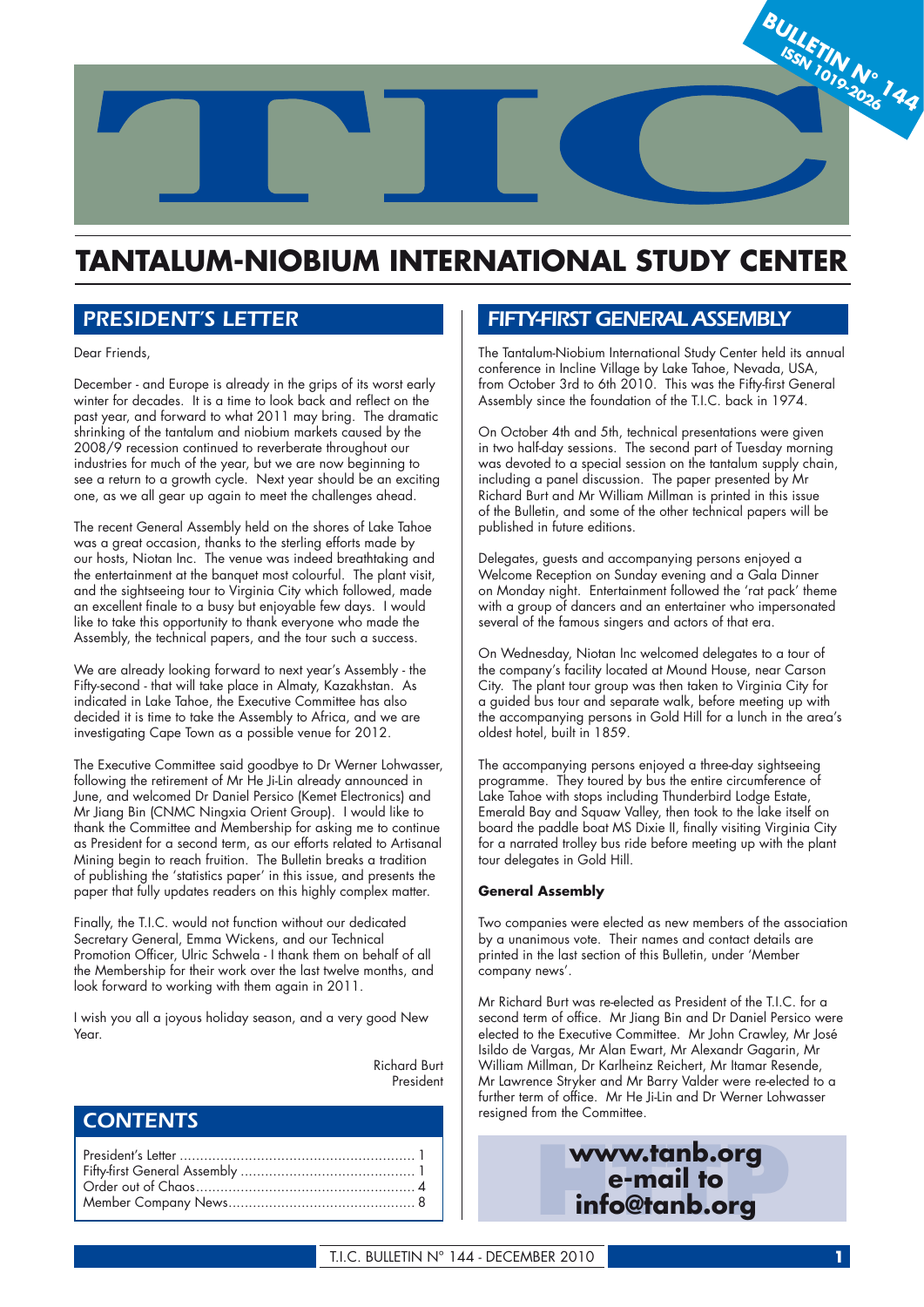# TIC

**BULLETIN N° 144**
**ISSN 1019-2026**

# TANTALUM-NIOBIUM INTERNATIONAL STUDY CENTER

## PRESIDENT'S LETTER

Dear Friends,

December - and Europe is already in the grips of its worst early winter for decades. It is a time to look back and reflect on the past year, and forward to what 2011 may bring. The dramatic shrinking of the tantalum and niobium markets caused by the 2008/9 recession continued to reverberate throughout our industries for much of the year, but we are now beginning to see a return to a growth cycle. Next year should be an exciting one, as we all gear up again to meet the challenges ahead.

The recent General Assembly held on the shores of Lake Tahoe was a great occasion, thanks to the sterling efforts made by our hosts, Niotan Inc. The venue was indeed breathtaking and the entertainment at the banquet most colourful. The plant visit, and the sightseeing tour to Virginia City which followed, made an excellent finale to a busy but enjoyable few days. I would like to take this opportunity to thank everyone who made the Assembly, the technical papers, and the tour such a success.

We are already looking forward to next year's Assembly - the Fifty-second - that will take place in Almaty, Kazakhstan. As indicated in Lake Tahoe, the Executive Committee has also decided it is time to take the Assembly to Africa, and we are investigating Cape Town as a possible venue for 2012.

The Executive Committee said goodbye to Dr Werner Lohwasser, following the retirement of Mr He Ji-Lin already announced in June, and welcomed Dr Daniel Persico (Kemet Electronics) and Mr Jiang Bin (CNMC Ningxia Orient Group). I would like to thank the Committee and Membership for asking me to continue as President for a second term, as our efforts related to Artisanal Mining begin to reach fruition. The Bulletin breaks a tradition of publishing the 'statistics paper' in this issue, and presents the paper that fully updates readers on this highly complex matter.

Finally, the T.I.C. would not function without our dedicated Secretary General, Emma Wickens, and our Technical Promotion Officer, Ulric Schwela - I thank them on behalf of all the Membership for their work over the last twelve months, and look forward to working with them again in 2011.

I wish you all a joyous holiday season, and a very good New Year.

Richard Burt
President

## CONTENTS

President's Letter ........................................................ 1
Fifty-first General Assembly .......................................... 1
Order out of Chaos....................................................... 4
Member Company News................................................ 8

## FIFTY-FIRST GENERAL ASSEMBLY

The Tantalum-Niobium International Study Center held its annual conference in Incline Village by Lake Tahoe, Nevada, USA, from October 3rd to 6th 2010. This was the Fifty-first General Assembly since the foundation of the T.I.C. back in 1974.

On October 4th and 5th, technical presentations were given in two half-day sessions. The second part of Tuesday morning was devoted to a special session on the tantalum supply chain, including a panel discussion. The paper presented by Mr Richard Burt and Mr William Millman is printed in this issue of the Bulletin, and some of the other technical papers will be published in future editions.

Delegates, guests and accompanying persons enjoyed a Welcome Reception on Sunday evening and a Gala Dinner on Monday night. Entertainment followed the 'rat pack' theme with a group of dancers and an entertainer who impersonated several of the famous singers and actors of that era.

On Wednesday, Niotan Inc welcomed delegates to a tour of the company's facility located at Mound House, near Carson City. The plant tour group was then taken to Virginia City for a guided bus tour and separate walk, before meeting up with the accompanying persons in Gold Hill for a lunch in the area's oldest hotel, built in 1859.

The accompanying persons enjoyed a three-day sightseeing programme. They toured by bus the entire circumference of Lake Tahoe with stops including Thunderbird Lodge Estate, Emerald Bay and Squaw Valley, then took to the lake itself on board the paddle boat MS Dixie II, finally visiting Virginia City for a narrated trolley bus ride before meeting up with the plant tour delegates in Gold Hill.

### General Assembly

Two companies were elected as new members of the association by a unanimous vote. Their names and contact details are printed in the last section of this Bulletin, under 'Member company news'.

Mr Richard Burt was re-elected as President of the T.I.C. for a second term of office. Mr Jiang Bin and Dr Daniel Persico were elected to the Executive Committee. Mr John Crawley, Mr José Isildo de Vargas, Mr Alan Ewart, Mr Alexandr Gagarin, Mr William Millman, Dr Karlheinz Reichert, Mr Itamar Resende, Mr Lawrence Stryker and Mr Barry Valder were re-elected to a further term of office. Mr He Ji-Lin and Dr Werner Lohwasser resigned from the Committee.

**www.tanb.org**
**e-mail to**
**info@tanb.org**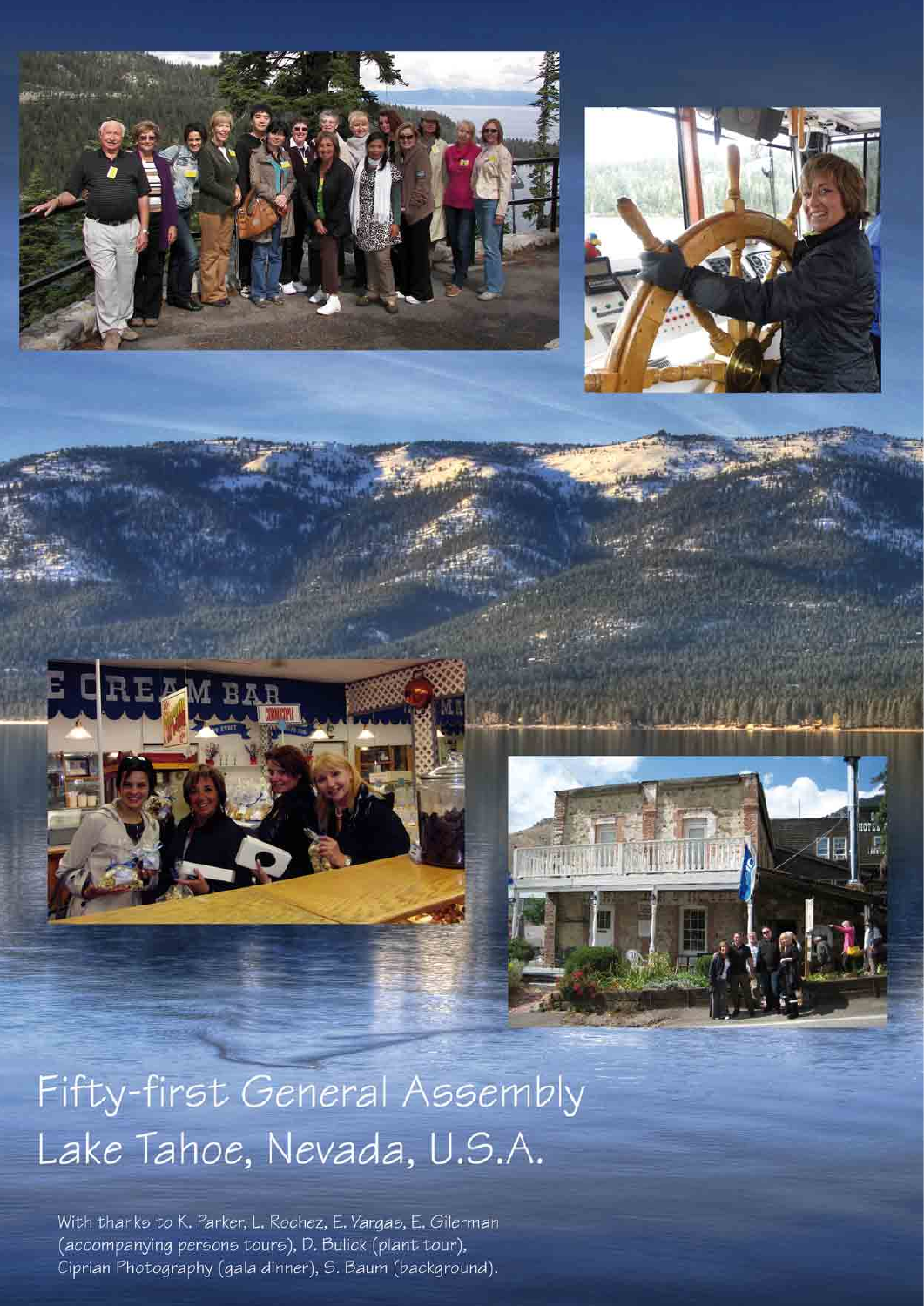# Fifty-first General Assembly
# Lake Tahoe, Nevada, U.S.A.

With thanks to K. Parker, L. Rochez, E. Vargas, E. Gilerman (accompanying persons tours), D. Bulick (plant tour), Ciprian Photography (gala dinner), S. Baum (background).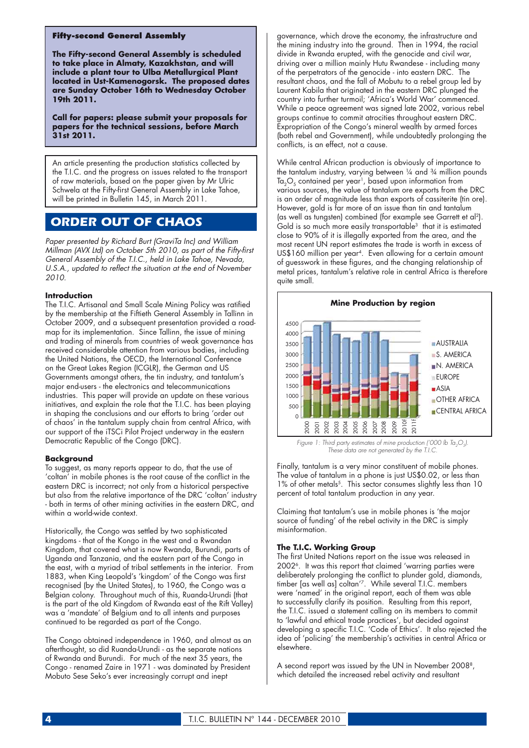**Fifty-second General Assembly**

**The Fifty-second General Assembly is scheduled to take place in Almaty, Kazakhstan, and will include a plant tour to Ulba Metallurgical Plant located in Ust-Kamenogorsk. The proposed dates are Sunday October 16th to Wednesday October 19th 2011.**

**Call for papers: please submit your proposals for papers for the technical sessions, before March 31st 2011.**

An article presenting the production statistics collected by the T.I.C. and the progress on issues related to the transport of raw materials, based on the paper given by Mr Ulric Schwela at the Fifty-first General Assembly in Lake Tahoe, will be printed in Bulletin 145, in March 2011.

# ORDER OUT OF CHAOS

*Paper presented by Richard Burt (GraviTa Inc) and William Millman (AVX Ltd) on October 5th 2010, as part of the Fifty-first General Assembly of the T.I.C., held in Lake Tahoe, Nevada, U.S.A., updated to reflect the situation at the end of November 2010.*

## Introduction

The T.I.C. Artisanal and Small Scale Mining Policy was ratified by the membership at the Fiftieth General Assembly in Tallinn in October 2009, and a subsequent presentation provided a road-map for its implementation. Since Tallinn, the issue of mining and trading of minerals from countries of weak governance has received considerable attention from various bodies, including the United Nations, the OECD, the International Conference on the Great Lakes Region (ICGLR), the German and US Governments amongst others, the tin industry, and tantalum's major end-users - the electronics and telecommunications industries. This paper will provide an update on these various initiatives, and explain the role that the T.I.C. has been playing in shaping the conclusions and our efforts to bring 'order out of chaos' in the tantalum supply chain from central Africa, with our support of the iTSCi Pilot Project underway in the eastern Democratic Republic of the Congo (DRC).

## Background

To suggest, as many reports appear to do, that the use of 'coltan' in mobile phones is the root cause of the conflict in the eastern DRC is incorrect; not only from a historical perspective but also from the relative importance of the DRC 'coltan' industry - both in terms of other mining activities in the eastern DRC, and within a world-wide context.

Historically, the Congo was settled by two sophisticated kingdoms - that of the Kongo in the west and a Rwandan Kingdom, that covered what is now Rwanda, Burundi, parts of Uganda and Tanzania, and the eastern part of the Congo in the east, with a myriad of tribal settlements in the interior. From 1883, when King Leopold's 'kingdom' of the Congo was first recognised (by the United States), to 1960, the Congo was a Belgian colony. Throughout much of this, Ruanda-Urundi (that is the part of the old Kingdom of Rwanda east of the Rift Valley) was a 'mandate' of Belgium and to all intents and purposes continued to be regarded as part of the Congo.

The Congo obtained independence in 1960, and almost as an afterthought, so did Ruanda-Urundi - as the separate nations of Rwanda and Burundi. For much of the next 35 years, the Congo - renamed Zaire in 1971 - was dominated by President Mobuto Sese Seko's ever increasingly corrupt and inept governance, which drove the economy, the infrastructure and the mining industry into the ground. Then in 1994, the racial divide in Rwanda erupted, with the genocide and civil war, driving over a million mainly Hutu Rwandese - including many of the perpetrators of the genocide - into eastern DRC. The resultant chaos, and the fall of Mobutu to a rebel group led by Laurent Kabila that originated in the eastern DRC plunged the country into further turmoil; 'Africa's World War' commenced. While a peace agreement was signed late 2002, various rebel groups continue to commit atrocities throughout eastern DRC. Expropriation of the Congo's mineral wealth by armed forces (both rebel and Government), while undoubtedly prolonging the conflicts, is an effect, not a cause.

While central African production is obviously of importance to the tantalum industry, varying between ¼ and ¾ million pounds $Ta_2O_5$ contained per year[1], based upon information from various sources, the value of tantalum ore exports from the DRC is an order of magnitude less than exports of cassiterite (tin ore). However, gold is far more of an issue than tin and tantalum (as well as tungsten) combined (for example see Garrett et al[2]). Gold is so much more easily transportable[3] that it is estimated close to 90% of it is illegally exported from the area, and the most recent UN report estimates the trade is worth in excess of US$160 million per year[4]. Even allowing for a certain amount of guesswork in these figures, and the changing relationship of metal prices, tantalum's relative role in central Africa is therefore quite small.

Figure 1: Third party estimates of mine production ('000 lb $Ta_2O_5$). These data are not generated by the T.I.C.

Finally, tantalum is a very minor constituent of mobile phones. The value of tantalum in a phone is just US$0.02, or less than 1% of other metals[5]. This sector consumes slightly less than 10 percent of total tantalum production in any year.

Claiming that tantalum's use in mobile phones is 'the major source of funding' of the rebel activity in the DRC is simply misinformation.

## The T.I.C. Working Group

The first United Nations report on the issue was released in 2002[6]. It was this report that claimed 'warring parties were deliberately prolonging the conflict to plunder gold, diamonds, timber [as well as] coltan'[7]. While several T.I.C. members were 'named' in the original report, each of them was able to successfully clarify its position. Resulting from this report, the T.I.C. issued a statement calling on its members to commit to 'lawful and ethical trade practices', but decided against developing a specific T.I.C. 'Code of Ethics'. It also rejected the idea of 'policing' the membership's activities in central Africa or elsewhere.

A second report was issued by the UN in November 2008[8], which detailed the increased rebel activity and resultant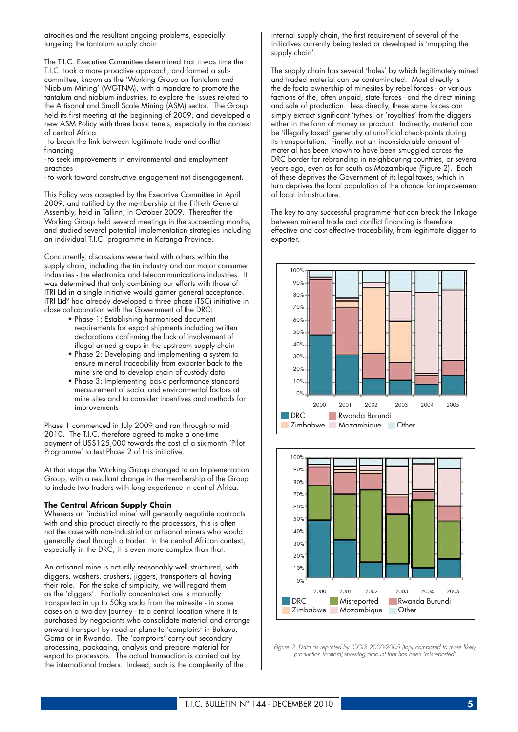atrocities and the resultant ongoing problems, especially targeting the tantalum supply chain.

The T.I.C. Executive Committee determined that it was time the T.I.C. took a more proactive approach, and formed a sub-committee, known as the 'Working Group on Tantalum and Niobium Mining' (WGTNM), with a mandate to promote the tantalum and niobium industries, to explore the issues related to the Artisanal and Small Scale Mining (ASM) sector. The Group held its first meeting at the beginning of 2009, and developed a new ASM Policy with three basic tenets, especially in the context of central Africa:

- to break the link between legitimate trade and conflict financing
- to seek improvements in environmental and employment practices
- to work toward constructive engagement not disengagement.

This Policy was accepted by the Executive Committee in April 2009, and ratified by the membership at the Fiftieth General Assembly, held in Tallinn, in October 2009. Thereafter the Working Group held several meetings in the succeeding months, and studied several potential implementation strategies including an individual T.I.C. programme in Katanga Province.

Concurrently, discussions were held with others within the supply chain, including the tin industry and our major consumer industries - the electronics and telecommunications industries. It was determined that only combining our efforts with those of ITRI Ltd in a single initiative would garner general acceptance. ITRI Ltd[9] had already developed a three phase iTSCi initiative in close collaboration with the Government of the DRC:

- Phase 1: Establishing harmonised document requirements for export shipments including written declarations confirming the lack of involvement of illegal armed groups in the upstream supply chain
- Phase 2: Developing and implementing a system to ensure mineral traceability from exporter back to the mine site and to develop chain of custody data
- Phase 3: Implementing basic performance standard measurement of social and environmental factors at mine sites and to consider incentives and methods for improvements

Phase 1 commenced in July 2009 and ran through to mid 2010. The T.I.C. therefore agreed to make a one-time payment of US$125,000 towards the cost of a six-month 'Pilot Programme' to test Phase 2 of this initiative.

At that stage the Working Group changed to an Implementation Group, with a resultant change in the membership of the Group to include two traders with long experience in central Africa.

**The Central African Supply Chain**

Whereas an 'industrial mine' will generally negotiate contracts with and ship product directly to the processors, this is often not the case with non-industrial or artisanal miners who would generally deal through a trader. In the central African context, especially in the DRC, it is even more complex than that.

An artisanal mine is actually reasonably well structured, with diggers, washers, crushers, jiggers, transporters all having their role. For the sake of simplicity, we will regard them as the 'diggers'. Partially concentrated ore is manually transported in up to 50kg sacks from the minesite - in some cases on a two-day journey - to a central location where it is purchased by negociants who consolidate material and arrange onward transport by road or plane to 'comptoirs' in Bukavu, Goma or in Rwanda. The 'comptoirs' carry out secondary processing, packaging, analysis and prepare material for export to processors. The actual transaction is carried out by the international traders. Indeed, such is the complexity of the internal supply chain, the first requirement of several of the initiatives currently being tested or developed is 'mapping the supply chain'.

The supply chain has several 'holes' by which legitimately mined and traded material can be contaminated. Most directly is the de-facto ownership of minesites by rebel forces - or various factions of the, often unpaid, state forces - and the direct mining and sale of production. Less directly, these same forces can simply extract significant 'tythes' or 'royalties' from the diggers either in the form of money or product. Indirectly, material can be 'illegally taxed' generally at unofficial check-points during its transportation. Finally, not an inconsiderable amount of material has been known to have been smuggled across the DRC border for rebranding in neighbouring countries, or several years ago, even as far south as Mozambique (Figure 2). Each of these deprives the Government of its legal taxes, which in turn deprives the local population of the chance for improvement of local infrastructure.

The key to any successful programme that can break the linkage between mineral trade and conflict financing is therefore effective and cost effective traceability, from legitimate digger to exporter.

*Figure 2: Data as reported by ICGLR 2000-2005 (top) compared to more likely production (bottom) showing amount that has been 'misreported'*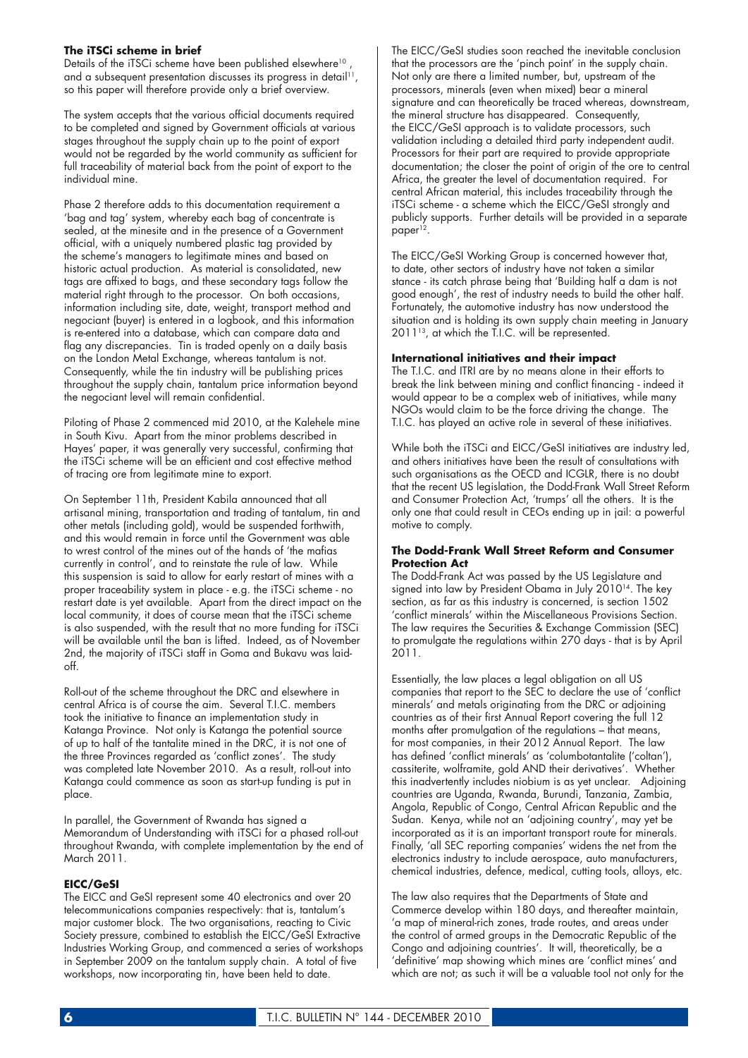**The iTSCi scheme in brief**

Details of the iTSCi scheme have been published elsewhere[10], and a subsequent presentation discusses its progress in detail[11], so this paper will therefore provide only a brief overview.

The system accepts that the various official documents required to be completed and signed by Government officials at various stages throughout the supply chain up to the point of export would not be regarded by the world community as sufficient for full traceability of material back from the point of export to the individual mine.

Phase 2 therefore adds to this documentation requirement a 'bag and tag' system, whereby each bag of concentrate is sealed, at the minesite and in the presence of a Government official, with a uniquely numbered plastic tag provided by the scheme's managers to legitimate mines and based on historic actual production. As material is consolidated, new tags are affixed to bags, and these secondary tags follow the material right through to the processor. On both occasions, information including site, date, weight, transport method and negociant (buyer) is entered in a logbook, and this information is re-entered into a database, which can compare data and flag any discrepancies. Tin is traded openly on a daily basis on the London Metal Exchange, whereas tantalum is not. Consequently, while the tin industry will be publishing prices throughout the supply chain, tantalum price information beyond the negociant level will remain confidential.

Piloting of Phase 2 commenced mid 2010, at the Kalehele mine in South Kivu. Apart from the minor problems described in Hayes' paper, it was generally very successful, confirming that the iTSCi scheme will be an efficient and cost effective method of tracing ore from legitimate mine to export.

On September 11th, President Kabila announced that all artisanal mining, transportation and trading of tantalum, tin and other metals (including gold), would be suspended forthwith, and this would remain in force until the Government was able to wrest control of the mines out of the hands of 'the mafias currently in control', and to reinstate the rule of law. While this suspension is said to allow for early restart of mines with a proper traceability system in place - e.g. the iTSCi scheme - no restart date is yet available. Apart from the direct impact on the local community, it does of course mean that the iTSCi scheme is also suspended, with the result that no more funding for iTSCi will be available until the ban is lifted. Indeed, as of November 2nd, the majority of iTSCi staff in Goma and Bukavu was laid-off.

Roll-out of the scheme throughout the DRC and elsewhere in central Africa is of course the aim. Several T.I.C. members took the initiative to finance an implementation study in Katanga Province. Not only is Katanga the potential source of up to half of the tantalite mined in the DRC, it is not one of the three Provinces regarded as 'conflict zones'. The study was completed late November 2010. As a result, roll-out into Katanga could commence as soon as start-up funding is put in place.

In parallel, the Government of Rwanda has signed a Memorandum of Understanding with iTSCi for a phased roll-out throughout Rwanda, with complete implementation by the end of March 2011.

**EICC/GeSI**

The EICC and GeSI represent some 40 electronics and over 20 telecommunications companies respectively: that is, tantalum's major customer block. The two organisations, reacting to Civic Society pressure, combined to establish the EICC/GeSI Extractive Industries Working Group, and commenced a series of workshops in September 2009 on the tantalum supply chain. A total of five workshops, now incorporating tin, have been held to date.

The EICC/GeSI studies soon reached the inevitable conclusion that the processors are the 'pinch point' in the supply chain. Not only are there a limited number, but, upstream of the processors, minerals (even when mixed) bear a mineral signature and can theoretically be traced whereas, downstream, the mineral structure has disappeared. Consequently, the EICC/GeSI approach is to validate processors, such validation including a detailed third party independent audit. Processors for their part are required to provide appropriate documentation; the closer the point of origin of the ore to central Africa, the greater the level of documentation required. For central African material, this includes traceability through the iTSCi scheme - a scheme which the EICC/GeSI strongly and publicly supports. Further details will be provided in a separate paper[12].

The EICC/GeSI Working Group is concerned however that, to date, other sectors of industry have not taken a similar stance - its catch phrase being that 'Building half a dam is not good enough', the rest of industry needs to build the other half. Fortunately, the automotive industry has now understood the situation and is holding its own supply chain meeting in January 2011[13], at which the T.I.C. will be represented.

**International initiatives and their impact**

The T.I.C. and ITRI are by no means alone in their efforts to break the link between mining and conflict financing - indeed it would appear to be a complex web of initiatives, while many NGOs would claim to be the force driving the change. The T.I.C. has played an active role in several of these initiatives.

While both the iTSCi and EICC/GeSI initiatives are industry led, and others initiatives have been the result of consultations with such organisations as the OECD and ICGLR, there is no doubt that the recent US legislation, the Dodd-Frank Wall Street Reform and Consumer Protection Act, 'trumps' all the others. It is the only one that could result in CEOs ending up in jail: a powerful motive to comply.

**The Dodd-Frank Wall Street Reform and Consumer Protection Act**

The Dodd-Frank Act was passed by the US Legislature and signed into law by President Obama in July 2010[14]. The key section, as far as this industry is concerned, is section 1502 'conflict minerals' within the Miscellaneous Provisions Section. The law requires the Securities & Exchange Commission (SEC) to promulgate the regulations within 270 days - that is by April 2011.

Essentially, the law places a legal obligation on all US companies that report to the SEC to declare the use of 'conflict minerals' and metals originating from the DRC or adjoining countries as of their first Annual Report covering the full 12 months after promulgation of the regulations – that means, for most companies, in their 2012 Annual Report. The law has defined 'conflict minerals' as 'columbotantalite ('coltan'), cassiterite, wolframite, gold AND their derivatives'. Whether this inadvertently includes niobium is as yet unclear. Adjoining countries are Uganda, Rwanda, Burundi, Tanzania, Zambia, Angola, Republic of Congo, Central African Republic and the Sudan. Kenya, while not an 'adjoining country', may yet be incorporated as it is an important transport route for minerals. Finally, 'all SEC reporting companies' widens the net from the electronics industry to include aerospace, auto manufacturers, chemical industries, defence, medical, cutting tools, alloys, etc.

The law also requires that the Departments of State and Commerce develop within 180 days, and thereafter maintain, 'a map of mineral-rich zones, trade routes, and areas under the control of armed groups in the Democratic Republic of the Congo and adjoining countries'. It will, theoretically, be a 'definitive' map showing which mines are 'conflict mines' and which are not; as such it will be a valuable tool not only for the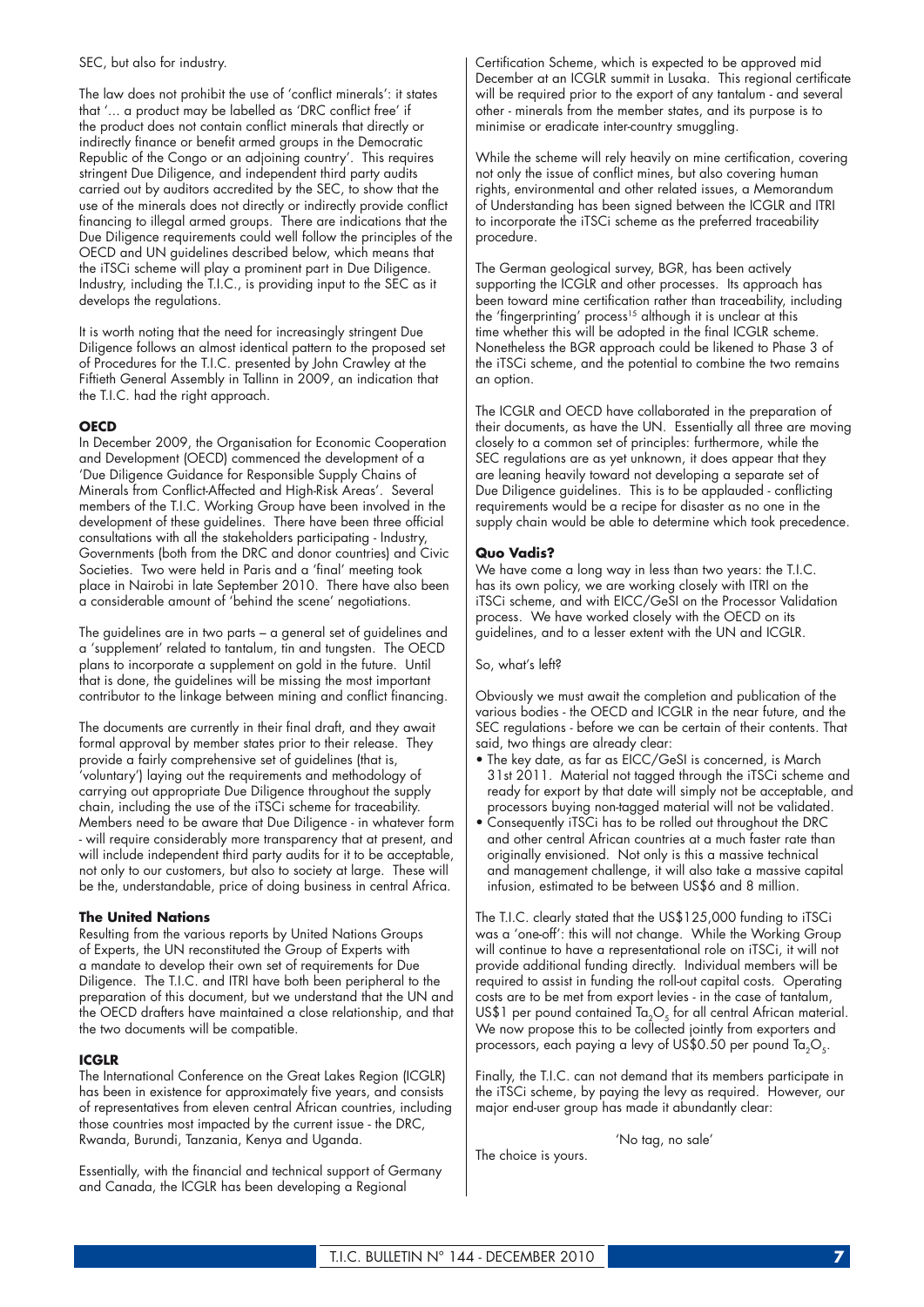SEC, but also for industry.

The law does not prohibit the use of 'conflict minerals': it states that '... a product may be labelled as 'DRC conflict free' if the product does not contain conflict minerals that directly or indirectly finance or benefit armed groups in the Democratic Republic of the Congo or an adjoining country'. This requires stringent Due Diligence, and independent third party audits carried out by auditors accredited by the SEC, to show that the use of the minerals does not directly or indirectly provide conflict financing to illegal armed groups. There are indications that the Due Diligence requirements could well follow the principles of the OECD and UN guidelines described below, which means that the iTSCi scheme will play a prominent part in Due Diligence. Industry, including the T.I.C., is providing input to the SEC as it develops the regulations.

It is worth noting that the need for increasingly stringent Due Diligence follows an almost identical pattern to the proposed set of Procedures for the T.I.C. presented by John Crawley at the Fiftieth General Assembly in Tallinn in 2009, an indication that the T.I.C. had the right approach.

**OECD**

In December 2009, the Organisation for Economic Cooperation and Development (OECD) commenced the development of a 'Due Diligence Guidance for Responsible Supply Chains of Minerals from Conflict-Affected and High-Risk Areas'. Several members of the T.I.C. Working Group have been involved in the development of these guidelines. There have been three official consultations with all the stakeholders participating - Industry, Governments (both from the DRC and donor countries) and Civic Societies. Two were held in Paris and a 'final' meeting took place in Nairobi in late September 2010. There have also been a considerable amount of 'behind the scene' negotiations.

The guidelines are in two parts – a general set of guidelines and a 'supplement' related to tantalum, tin and tungsten. The OECD plans to incorporate a supplement on gold in the future. Until that is done, the guidelines will be missing the most important contributor to the linkage between mining and conflict financing.

The documents are currently in their final draft, and they await formal approval by member states prior to their release. They provide a fairly comprehensive set of guidelines (that is, 'voluntary') laying out the requirements and methodology of carrying out appropriate Due Diligence throughout the supply chain, including the use of the iTSCi scheme for traceability. Members need to be aware that Due Diligence - in whatever form - will require considerably more transparency that at present, and will include independent third party audits for it to be acceptable, not only to our customers, but also to society at large. These will be the, understandable, price of doing business in central Africa.

**The United Nations**

Resulting from the various reports by United Nations Groups of Experts, the UN reconstituted the Group of Experts with a mandate to develop their own set of requirements for Due Diligence. The T.I.C. and ITRI have both been peripheral to the preparation of this document, but we understand that the UN and the OECD drafters have maintained a close relationship, and that the two documents will be compatible.

**ICGLR**

The International Conference on the Great Lakes Region (ICGLR) has been in existence for approximately five years, and consists of representatives from eleven central African countries, including those countries most impacted by the current issue - the DRC, Rwanda, Burundi, Tanzania, Kenya and Uganda.

Essentially, with the financial and technical support of Germany and Canada, the ICGLR has been developing a Regional Certification Scheme, which is expected to be approved mid December at an ICGLR summit in Lusaka. This regional certificate will be required prior to the export of any tantalum - and several other - minerals from the member states, and its purpose is to minimise or eradicate inter-country smuggling.

While the scheme will rely heavily on mine certification, covering not only the issue of conflict mines, but also covering human rights, environmental and other related issues, a Memorandum of Understanding has been signed between the ICGLR and ITRI to incorporate the iTSCi scheme as the preferred traceability procedure.

The German geological survey, BGR, has been actively supporting the ICGLR and other processes. Its approach has been toward mine certification rather than traceability, including the 'fingerprinting' process[15] although it is unclear at this time whether this will be adopted in the final ICGLR scheme. Nonetheless the BGR approach could be likened to Phase 3 of the iTSCi scheme, and the potential to combine the two remains an option.

The ICGLR and OECD have collaborated in the preparation of their documents, as have the UN. Essentially all three are moving closely to a common set of principles: furthermore, while the SEC regulations are as yet unknown, it does appear that they are leaning heavily toward not developing a separate set of Due Diligence guidelines. This is to be applauded - conflicting requirements would be a recipe for disaster as no one in the supply chain would be able to determine which took precedence.

**Quo Vadis?**

We have come a long way in less than two years: the T.I.C. has its own policy, we are working closely with ITRI on the iTSCi scheme, and with EICC/GeSI on the Processor Validation process. We have worked closely with the OECD on its guidelines, and to a lesser extent with the UN and ICGLR.

So, what's left?

Obviously we must await the completion and publication of the various bodies - the OECD and ICGLR in the near future, and the SEC regulations - before we can be certain of their contents. That said, two things are already clear:

- The key date, as far as EICC/GeSI is concerned, is March 31st 2011. Material not tagged through the iTSCi scheme and ready for export by that date will simply not be acceptable, and processors buying non-tagged material will not be validated.
- Consequently iTSCi has to be rolled out throughout the DRC and other central African countries at a much faster rate than originally envisioned. Not only is this a massive technical and management challenge, it will also take a massive capital infusion, estimated to be between US$6 and 8 million.

The T.I.C. clearly stated that the US$125,000 funding to iTSCi was a 'one-off': this will not change. While the Working Group will continue to have a representational role on iTSCi, it will not provide additional funding directly. Individual members will be required to assist in funding the roll-out capital costs. Operating costs are to be met from export levies - in the case of tantalum, US$1 per pound contained $Ta_2O_5$ for all central African material. We now propose this to be collected jointly from exporters and processors, each paying a levy of US$0.50 per pound $Ta_2O_5$.

Finally, the T.I.C. can not demand that its members participate in the iTSCi scheme, by paying the levy as required. However, our major end-user group has made it abundantly clear:

'No tag, no sale'

The choice is yours.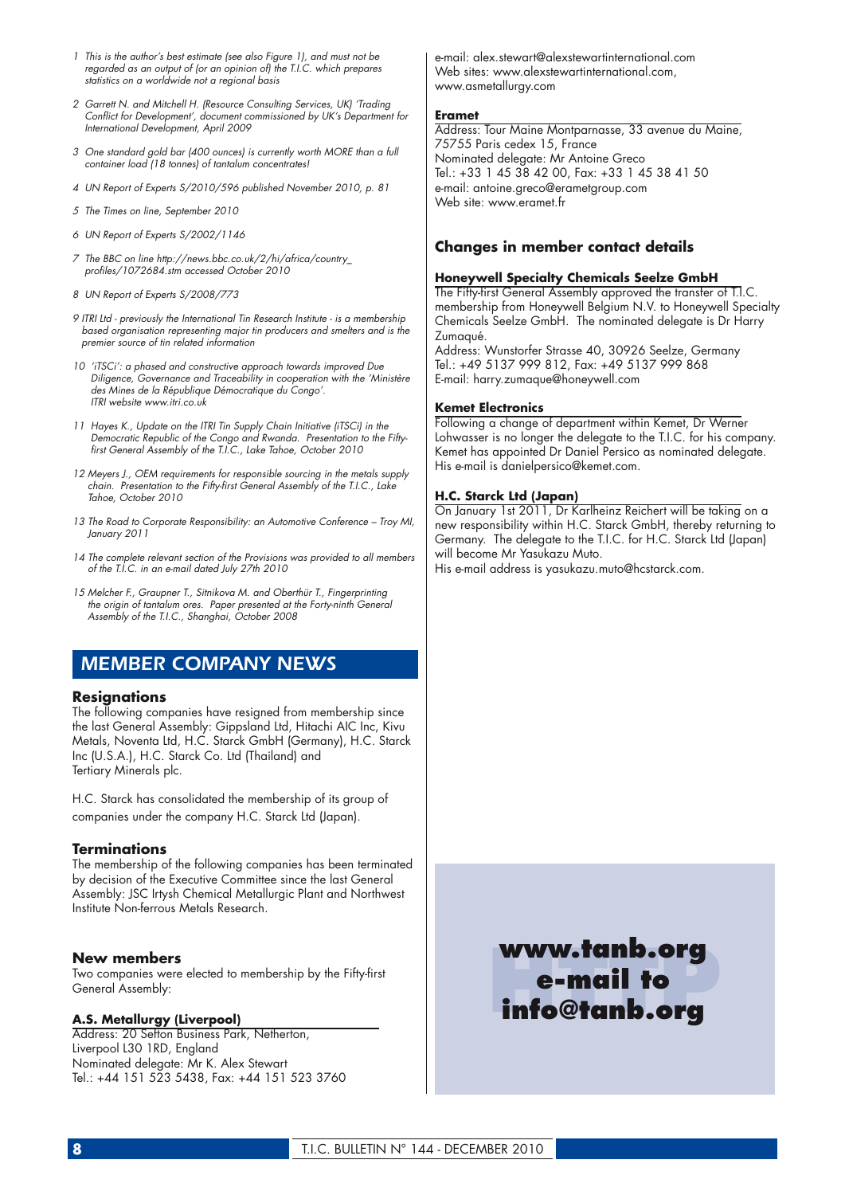1 *This is the author's best estimate (see also Figure 1), and must not be regarded as an output of (or an opinion of) the T.I.C. which prepares statistics on a worldwide not a regional basis*

2 *Garrett N. and Mitchell H. (Resource Consulting Services, UK) 'Trading Conflict for Development', document commissioned by UK's Department for International Development, April 2009*

3 *One standard gold bar (400 ounces) is currently worth MORE than a full container load (18 tonnes) of tantalum concentrates!*

4 *UN Report of Experts S/2010/596 published November 2010, p. 81*

5 *The Times on line, September 2010*

6 *UN Report of Experts S/2002/1146*

7 *The BBC on line http://news.bbc.co.uk/2/hi/africa/country_profiles/1072684.stm accessed October 2010*

8 *UN Report of Experts S/2008/773*

9 *ITRI Ltd - previously the International Tin Research Institute - is a membership based organisation representing major tin producers and smelters and is the premier source of tin related information*

10 *'iTSCi': a phased and constructive approach towards improved Due Diligence, Governance and Traceability in cooperation with the 'Ministère des Mines de la République Démocratique du Congo'. ITRI website www.itri.co.uk*

11 *Hayes K., Update on the ITRI Tin Supply Chain Initiative (iTSCi) in the Democratic Republic of the Congo and Rwanda. Presentation to the Fifty-first General Assembly of the T.I.C., Lake Tahoe, October 2010*

12 *Meyers J., OEM requirements for responsible sourcing in the metals supply chain. Presentation to the Fifty-first General Assembly of the T.I.C., Lake Tahoe, October 2010*

13 *The Road to Corporate Responsibility: an Automotive Conference – Troy MI, January 2011*

14 *The complete relevant section of the Provisions was provided to all members of the T.I.C. in an e-mail dated July 27th 2010*

15 *Melcher F., Graupner T., Sitnikova M. and Oberthür T., Fingerprinting the origin of tantalum ores. Paper presented at the Forty-ninth General Assembly of the T.I.C., Shanghai, October 2008*

# MEMBER COMPANY NEWS

### Resignations

The following companies have resigned from membership since the last General Assembly: Gippsland Ltd, Hitachi AIC Inc, Kivu Metals, Noventa Ltd, H.C. Starck GmbH (Germany), H.C. Starck Inc (U.S.A.), H.C. Starck Co. Ltd (Thailand) and Tertiary Minerals plc.

H.C. Starck has consolidated the membership of its group of companies under the company H.C. Starck Ltd (Japan).

### Terminations

The membership of the following companies has been terminated by decision of the Executive Committee since the last General Assembly: JSC Irtysh Chemical Metallurgic Plant and Northwest Institute Non-ferrous Metals Research.

### New members

Two companies were elected to membership by the Fifty-first General Assembly:

**A.S. Metallurgy (Liverpool)**
Address: 20 Sefton Business Park, Netherton, Liverpool L30 1RD, England
Nominated delegate: Mr K. Alex Stewart
Tel.: +44 151 523 5438, Fax: +44 151 523 3760
e-mail: alex.stewart@alexstewartinternational.com
Web sites: www.alexstewartinternational.com, www.asmetallurgy.com

**Eramet**
Address: Tour Maine Montparnasse, 33 avenue du Maine, 75755 Paris cedex 15, France
Nominated delegate: Mr Antoine Greco
Tel.: +33 1 45 38 42 00, Fax: +33 1 45 38 41 50
e-mail: antoine.greco@erametgroup.com
Web site: www.eramet.fr

### Changes in member contact details

**Honeywell Specialty Chemicals Seelze GmbH**
The Fifty-first General Assembly approved the transfer of T.I.C. membership from Honeywell Belgium N.V. to Honeywell Specialty Chemicals Seelze GmbH. The nominated delegate is Dr Harry Zumaqué.
Address: Wunstorfer Strasse 40, 30926 Seelze, Germany
Tel.: +49 5137 999 812, Fax: +49 5137 999 868
E-mail: harry.zumaque@honeywell.com

**Kemet Electronics**
Following a change of department within Kemet, Dr Werner Lohwasser is no longer the delegate to the T.I.C. for his company. Kemet has appointed Dr Daniel Persico as nominated delegate. His e-mail is danielpersico@kemet.com.

**H.C. Starck Ltd (Japan)**
On January 1st 2011, Dr Karlheinz Reichert will be taking on a new responsibility within H.C. Starck GmbH, thereby returning to Germany. The delegate to the T.I.C. for H.C. Starck Ltd (Japan) will become Mr Yasukazu Muto.
His e-mail address is yasukazu.muto@hcstarck.com.

**www.tanb.org**
**e-mail to**
**info@tanb.org**